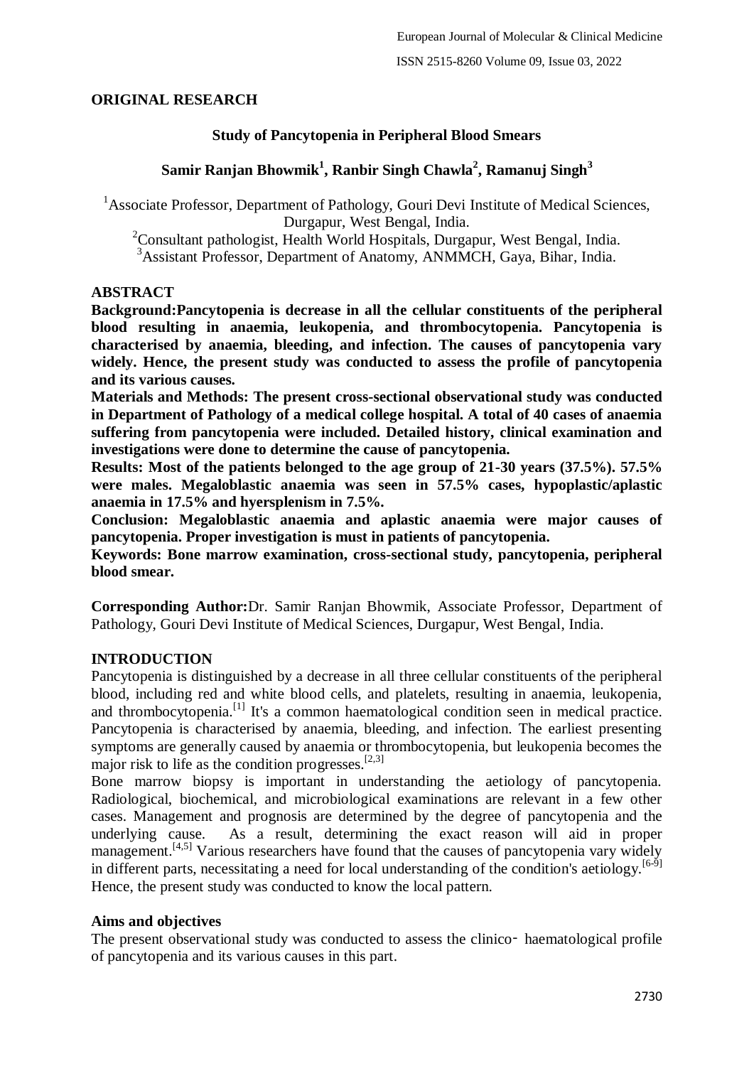## ORIGINAL RESEARCH

# Study of Pancytopenia in Peripheral Blood Smears

**Samir Ranjan Bhowmik[1], Ranbir Singh Chawla[2], Ramanuj Singh[3]**

[1]Associate Professor, Department of Pathology, Gouri Devi Institute of Medical Sciences, Durgapur, West Bengal, India.
[2]Consultant pathologist, Health World Hospitals, Durgapur, West Bengal, India.
[3]Assistant Professor, Department of Anatomy, ANMMCH, Gaya, Bihar, India.

## ABSTRACT

**Background:Pancytopenia is decrease in all the cellular constituents of the peripheral blood resulting in anaemia, leukopenia, and thrombocytopenia. Pancytopenia is characterised by anaemia, bleeding, and infection. The causes of pancytopenia vary widely. Hence, the present study was conducted to assess the profile of pancytopenia and its various causes.**

**Materials and Methods: The present cross-sectional observational study was conducted in Department of Pathology of a medical college hospital. A total of 40 cases of anaemia suffering from pancytopenia were included. Detailed history, clinical examination and investigations were done to determine the cause of pancytopenia.**

**Results: Most of the patients belonged to the age group of 21-30 years (37.5%). 57.5% were males. Megaloblastic anaemia was seen in 57.5% cases, hypoplastic/aplastic anaemia in 17.5% and hyersplenism in 7.5%.**

**Conclusion: Megaloblastic anaemia and aplastic anaemia were major causes of pancytopenia. Proper investigation is must in patients of pancytopenia.**

**Keywords: Bone marrow examination, cross-sectional study, pancytopenia, peripheral blood smear.**

**Corresponding Author:**Dr. Samir Ranjan Bhowmik, Associate Professor, Department of Pathology, Gouri Devi Institute of Medical Sciences, Durgapur, West Bengal, India.

## INTRODUCTION

Pancytopenia is distinguished by a decrease in all three cellular constituents of the peripheral blood, including red and white blood cells, and platelets, resulting in anaemia, leukopenia, and thrombocytopenia.[1] It's a common haematological condition seen in medical practice. Pancytopenia is characterised by anaemia, bleeding, and infection. The earliest presenting symptoms are generally caused by anaemia or thrombocytopenia, but leukopenia becomes the major risk to life as the condition progresses.[2,3]

Bone marrow biopsy is important in understanding the aetiology of pancytopenia. Radiological, biochemical, and microbiological examinations are relevant in a few other cases. Management and prognosis are determined by the degree of pancytopenia and the underlying cause. As a result, determining the exact reason will aid in proper management.[4,5] Various researchers have found that the causes of pancytopenia vary widely in different parts, necessitating a need for local understanding of the condition's aetiology.[6-9] Hence, the present study was conducted to know the local pattern.

### Aims and objectives

The present observational study was conducted to assess the clinico- haematological profile of pancytopenia and its various causes in this part.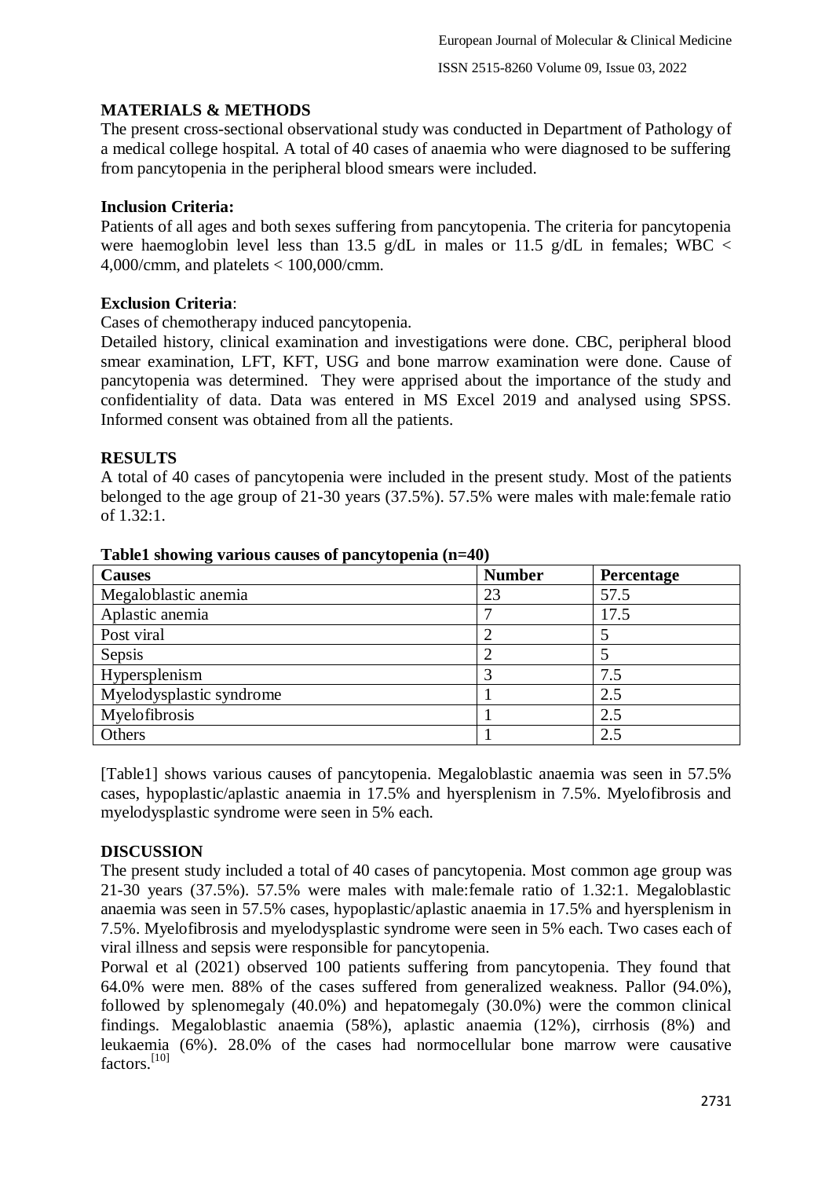## MATERIALS & METHODS

The present cross-sectional observational study was conducted in Department of Pathology of a medical college hospital. A total of 40 cases of anaemia who were diagnosed to be suffering from pancytopenia in the peripheral blood smears were included.

### Inclusion Criteria:

Patients of all ages and both sexes suffering from pancytopenia. The criteria for pancytopenia were haemoglobin level less than 13.5 g/dL in males or 11.5 g/dL in females; WBC < 4,000/cmm, and platelets < 100,000/cmm.

### Exclusion Criteria:

Cases of chemotherapy induced pancytopenia.

Detailed history, clinical examination and investigations were done. CBC, peripheral blood smear examination, LFT, KFT, USG and bone marrow examination were done. Cause of pancytopenia was determined. They were apprised about the importance of the study and confidentiality of data. Data was entered in MS Excel 2019 and analysed using SPSS. Informed consent was obtained from all the patients.

## RESULTS

A total of 40 cases of pancytopenia were included in the present study. Most of the patients belonged to the age group of 21-30 years (37.5%). 57.5% were males with male:female ratio of 1.32:1.

**Table1 showing various causes of pancytopenia (n=40)**

| Causes | Number | Percentage |
|---|---|---|
| Megaloblastic anemia | 23 | 57.5 |
| Aplastic anemia | 7 | 17.5 |
| Post viral | 2 | 5 |
| Sepsis | 2 | 5 |
| Hypersplenism | 3 | 7.5 |
| Myelodysplastic syndrome | 1 | 2.5 |
| Myelofibrosis | 1 | 2.5 |
| Others | 1 | 2.5 |

[Table1] shows various causes of pancytopenia. Megaloblastic anaemia was seen in 57.5% cases, hypoplastic/aplastic anaemia in 17.5% and hyersplenism in 7.5%. Myelofibrosis and myelodysplastic syndrome were seen in 5% each.

## DISCUSSION

The present study included a total of 40 cases of pancytopenia. Most common age group was 21-30 years (37.5%). 57.5% were males with male:female ratio of 1.32:1. Megaloblastic anaemia was seen in 57.5% cases, hypoplastic/aplastic anaemia in 17.5% and hyersplenism in 7.5%. Myelofibrosis and myelodysplastic syndrome were seen in 5% each. Two cases each of viral illness and sepsis were responsible for pancytopenia.

Porwal et al (2021) observed 100 patients suffering from pancytopenia. They found that 64.0% were men. 88% of the cases suffered from generalized weakness. Pallor (94.0%), followed by splenomegaly (40.0%) and hepatomegaly (30.0%) were the common clinical findings. Megaloblastic anaemia (58%), aplastic anaemia (12%), cirrhosis (8%) and leukaemia (6%). 28.0% of the cases had normocellular bone marrow were causative factors.[10]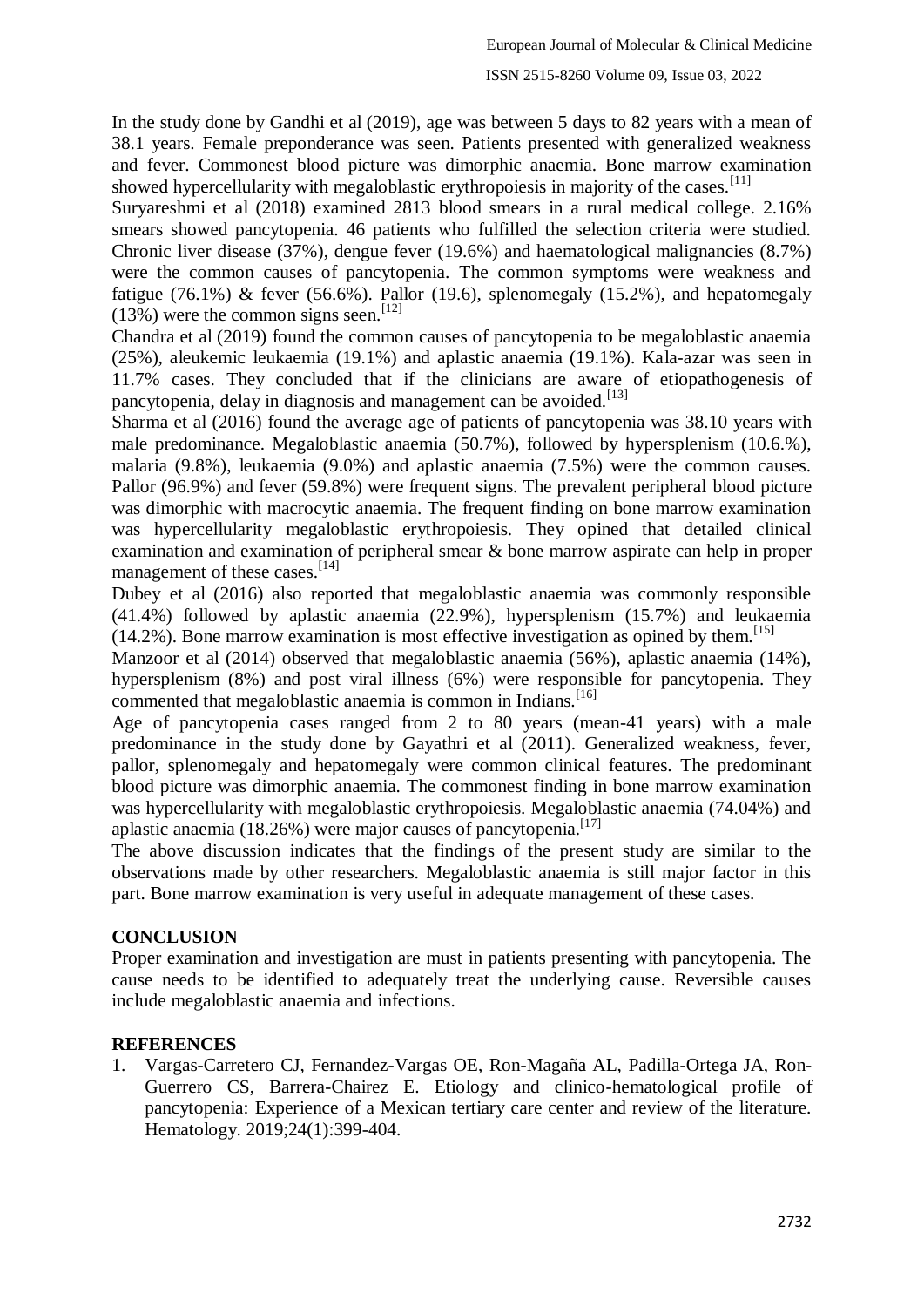In the study done by Gandhi et al (2019), age was between 5 days to 82 years with a mean of 38.1 years. Female preponderance was seen. Patients presented with generalized weakness and fever. Commonest blood picture was dimorphic anaemia. Bone marrow examination showed hypercellularity with megaloblastic erythropoiesis in majority of the cases.[11]

Suryareshmi et al (2018) examined 2813 blood smears in a rural medical college. 2.16% smears showed pancytopenia. 46 patients who fulfilled the selection criteria were studied. Chronic liver disease (37%), dengue fever (19.6%) and haematological malignancies (8.7%) were the common causes of pancytopenia. The common symptoms were weakness and fatigue (76.1%) & fever (56.6%). Pallor (19.6), splenomegaly (15.2%), and hepatomegaly (13%) were the common signs seen.[12]

Chandra et al (2019) found the common causes of pancytopenia to be megaloblastic anaemia (25%), aleukemic leukaemia (19.1%) and aplastic anaemia (19.1%). Kala-azar was seen in 11.7% cases. They concluded that if the clinicians are aware of etiopathogenesis of pancytopenia, delay in diagnosis and management can be avoided.[13]

Sharma et al (2016) found the average age of patients of pancytopenia was 38.10 years with male predominance. Megaloblastic anaemia (50.7%), followed by hypersplenism (10.6.%), malaria (9.8%), leukaemia (9.0%) and aplastic anaemia (7.5%) were the common causes. Pallor (96.9%) and fever (59.8%) were frequent signs. The prevalent peripheral blood picture was dimorphic with macrocytic anaemia. The frequent finding on bone marrow examination was hypercellularity megaloblastic erythropoiesis. They opined that detailed clinical examination and examination of peripheral smear & bone marrow aspirate can help in proper management of these cases.[14]

Dubey et al (2016) also reported that megaloblastic anaemia was commonly responsible (41.4%) followed by aplastic anaemia (22.9%), hypersplenism (15.7%) and leukaemia (14.2%). Bone marrow examination is most effective investigation as opined by them.[15]

Manzoor et al (2014) observed that megaloblastic anaemia (56%), aplastic anaemia (14%), hypersplenism (8%) and post viral illness (6%) were responsible for pancytopenia. They commented that megaloblastic anaemia is common in Indians.[16]

Age of pancytopenia cases ranged from 2 to 80 years (mean-41 years) with a male predominance in the study done by Gayathri et al (2011). Generalized weakness, fever, pallor, splenomegaly and hepatomegaly were common clinical features. The predominant blood picture was dimorphic anaemia. The commonest finding in bone marrow examination was hypercellularity with megaloblastic erythropoiesis. Megaloblastic anaemia (74.04%) and aplastic anaemia (18.26%) were major causes of pancytopenia.[17]

The above discussion indicates that the findings of the present study are similar to the observations made by other researchers. Megaloblastic anaemia is still major factor in this part. Bone marrow examination is very useful in adequate management of these cases.

## CONCLUSION

Proper examination and investigation are must in patients presenting with pancytopenia. The cause needs to be identified to adequately treat the underlying cause. Reversible causes include megaloblastic anaemia and infections.

## REFERENCES

1. Vargas-Carretero CJ, Fernandez-Vargas OE, Ron-Magaña AL, Padilla-Ortega JA, Ron-Guerrero CS, Barrera-Chairez E. Etiology and clinico-hematological profile of pancytopenia: Experience of a Mexican tertiary care center and review of the literature. Hematology. 2019;24(1):399-404.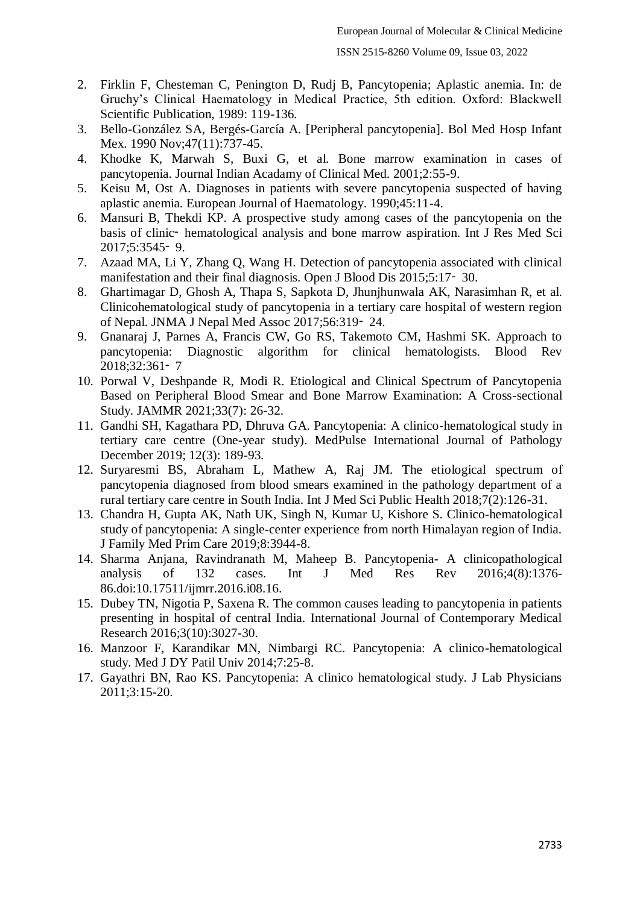2. Firklin F, Chesteman C, Penington D, Rudj B, Pancytopenia; Aplastic anemia. In: de Gruchy's Clinical Haematology in Medical Practice, 5th edition. Oxford: Blackwell Scientific Publication, 1989: 119-136.
3. Bello-González SA, Bergés-García A. [Peripheral pancytopenia]. Bol Med Hosp Infant Mex. 1990 Nov;47(11):737-45.
4. Khodke K, Marwah S, Buxi G, et al. Bone marrow examination in cases of pancytopenia. Journal Indian Acadamy of Clinical Med. 2001;2:55-9.
5. Keisu M, Ost A. Diagnoses in patients with severe pancytopenia suspected of having aplastic anemia. European Journal of Haematology. 1990;45:11-4.
6. Mansuri B, Thekdi KP. A prospective study among cases of the pancytopenia on the basis of clinic‑ hematological analysis and bone marrow aspiration. Int J Res Med Sci 2017;5:3545‑ 9.
7. Azaad MA, Li Y, Zhang Q, Wang H. Detection of pancytopenia associated with clinical manifestation and their final diagnosis. Open J Blood Dis 2015;5:17‑ 30.
8. Ghartimagar D, Ghosh A, Thapa S, Sapkota D, Jhunjhunwala AK, Narasimhan R, et al. Clinicohematological study of pancytopenia in a tertiary care hospital of western region of Nepal. JNMA J Nepal Med Assoc 2017;56:319‑ 24.
9. Gnanaraj J, Parnes A, Francis CW, Go RS, Takemoto CM, Hashmi SK. Approach to pancytopenia: Diagnostic algorithm for clinical hematologists. Blood Rev 2018;32:361‑ 7
10. Porwal V, Deshpande R, Modi R. Etiological and Clinical Spectrum of Pancytopenia Based on Peripheral Blood Smear and Bone Marrow Examination: A Cross-sectional Study. JAMMR 2021;33(7): 26-32.
11. Gandhi SH, Kagathara PD, Dhruva GA. Pancytopenia: A clinico-hematological study in tertiary care centre (One-year study). MedPulse International Journal of Pathology December 2019; 12(3): 189-93.
12. Suryaresmi BS, Abraham L, Mathew A, Raj JM. The etiological spectrum of pancytopenia diagnosed from blood smears examined in the pathology department of a rural tertiary care centre in South India. Int J Med Sci Public Health 2018;7(2):126-31.
13. Chandra H, Gupta AK, Nath UK, Singh N, Kumar U, Kishore S. Clinico-hematological study of pancytopenia: A single-center experience from north Himalayan region of India. J Family Med Prim Care 2019;8:3944-8.
14. Sharma Anjana, Ravindranath M, Maheep B. Pancytopenia- A clinicopathological analysis of 132 cases. Int J Med Res Rev 2016;4(8):1376-86.doi:10.17511/ijmrr.2016.i08.16.
15. Dubey TN, Nigotia P, Saxena R. The common causes leading to pancytopenia in patients presenting in hospital of central India. International Journal of Contemporary Medical Research 2016;3(10):3027-30.
16. Manzoor F, Karandikar MN, Nimbargi RC. Pancytopenia: A clinico-hematological study. Med J DY Patil Univ 2014;7:25-8.
17. Gayathri BN, Rao KS. Pancytopenia: A clinico hematological study. J Lab Physicians 2011;3:15-20.